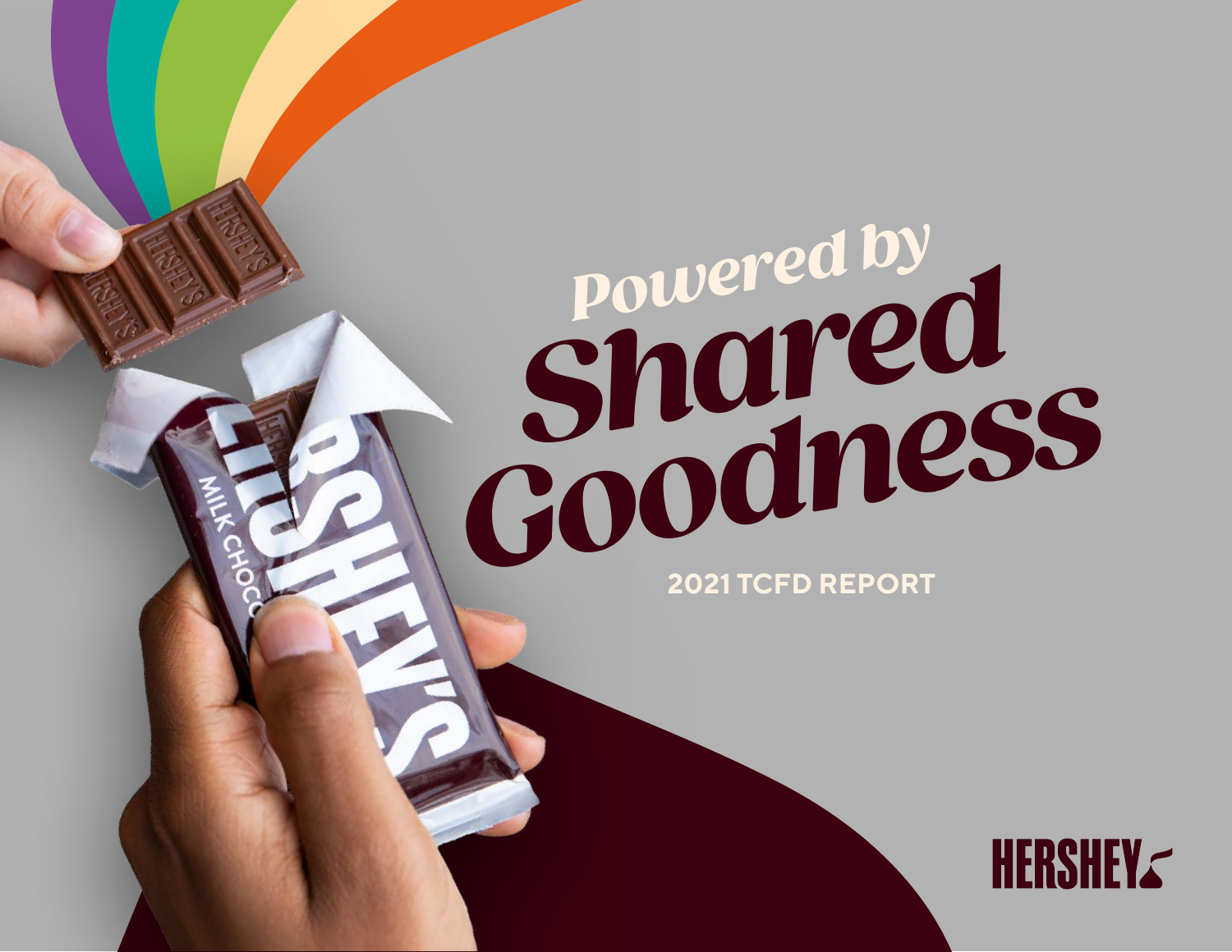# Powered by Shared Goodness

## 2021 TCFD REPORT

HERSHEY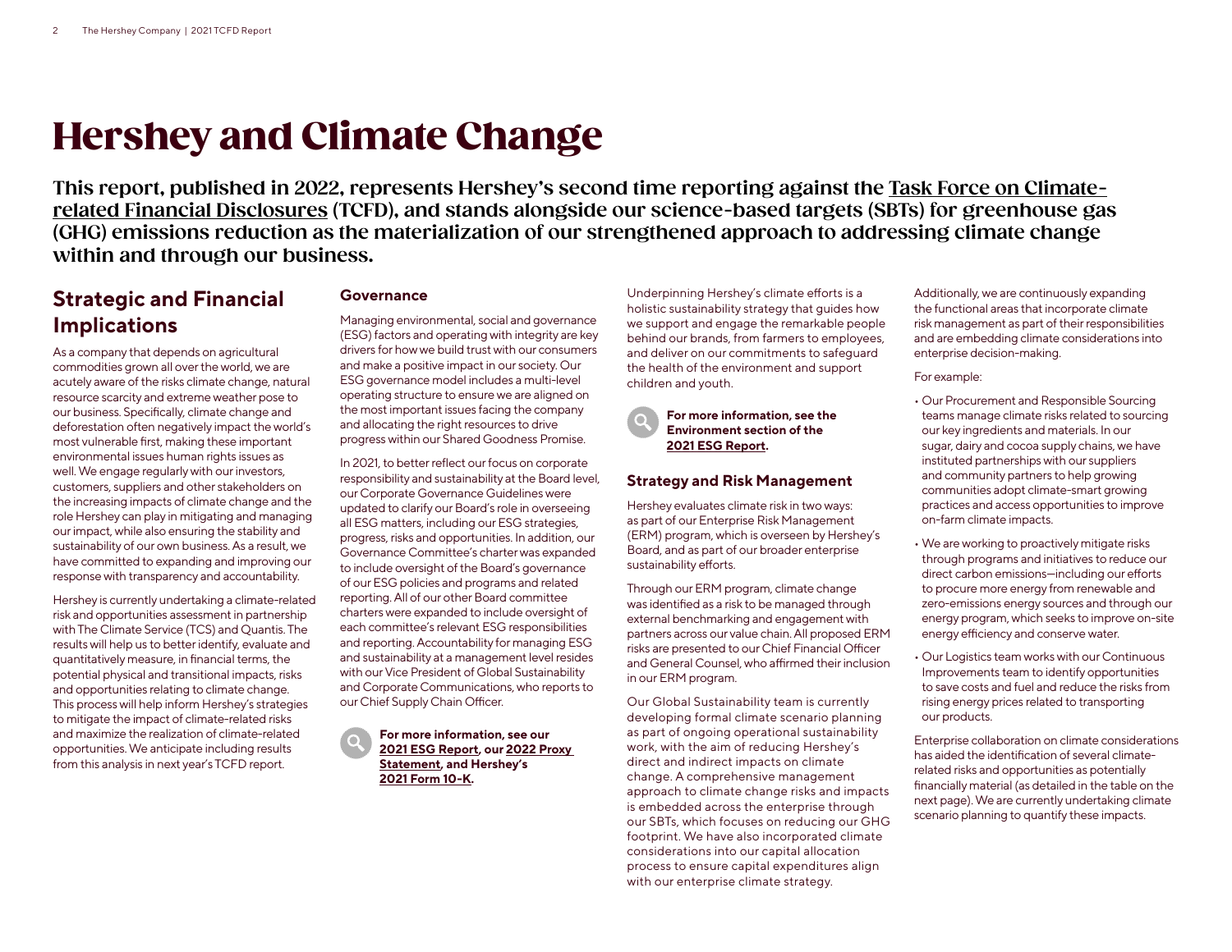# Hershey and Climate Change

**This report, published in 2022, represents Hershey's second time reporting against the Task Force on Climate-related Financial Disclosures (TCFD), and stands alongside our science-based targets (SBTs) for greenhouse gas (GHG) emissions reduction as the materialization of our strengthened approach to addressing climate change within and through our business.**

## Strategic and Financial Implications

As a company that depends on agricultural commodities grown all over the world, we are acutely aware of the risks climate change, natural resource scarcity and extreme weather pose to our business. Specifically, climate change and deforestation often negatively impact the world's most vulnerable first, making these important environmental issues human rights issues as well. We engage regularly with our investors, customers, suppliers and other stakeholders on the increasing impacts of climate change and the role Hershey can play in mitigating and managing our impact, while also ensuring the stability and sustainability of our own business. As a result, we have committed to expanding and improving our response with transparency and accountability.

Hershey is currently undertaking a climate-related risk and opportunities assessment in partnership with The Climate Service (TCS) and Quantis. The results will help us to better identify, evaluate and quantitatively measure, in financial terms, the potential physical and transitional impacts, risks and opportunities relating to climate change. This process will help inform Hershey's strategies to mitigate the impact of climate-related risks and maximize the realization of climate-related opportunities. We anticipate including results from this analysis in next year's TCFD report.

### Governance

Managing environmental, social and governance (ESG) factors and operating with integrity are key drivers for how we build trust with our consumers and make a positive impact in our society. Our ESG governance model includes a multi-level operating structure to ensure we are aligned on the most important issues facing the company and allocating the right resources to drive progress within our Shared Goodness Promise.

In 2021, to better reflect our focus on corporate responsibility and sustainability at the Board level, our Corporate Governance Guidelines were updated to clarify our Board's role in overseeing all ESG matters, including our ESG strategies, progress, risks and opportunities. In addition, our Governance Committee's charter was expanded to include oversight of the Board's governance of our ESG policies and programs and related reporting. All of our other Board committee charters were expanded to include oversight of each committee's relevant ESG responsibilities and reporting. Accountability for managing ESG and sustainability at a management level resides with our Vice President of Global Sustainability and Corporate Communications, who reports to our Chief Supply Chain Officer.

**For more information, see our 2021 ESG Report, our 2022 Proxy Statement, and Hershey's 2021 Form 10-K.**

Underpinning Hershey's climate efforts is a holistic sustainability strategy that guides how we support and engage the remarkable people behind our brands, from farmers to employees, and deliver on our commitments to safeguard the health of the environment and support children and youth.

**For more information, see the Environment section of the 2021 ESG Report.**

### Strategy and Risk Management

Hershey evaluates climate risk in two ways: as part of our Enterprise Risk Management (ERM) program, which is overseen by Hershey's Board, and as part of our broader enterprise sustainability efforts.

Through our ERM program, climate change was identified as a risk to be managed through external benchmarking and engagement with partners across our value chain. All proposed ERM risks are presented to our Chief Financial Officer and General Counsel, who affirmed their inclusion in our ERM program.

Our Global Sustainability team is currently developing formal climate scenario planning as part of ongoing operational sustainability work, with the aim of reducing Hershey's direct and indirect impacts on climate change. A comprehensive management approach to climate change risks and impacts is embedded across the enterprise through our SBTs, which focuses on reducing our GHG footprint. We have also incorporated climate considerations into our capital allocation process to ensure capital expenditures align with our enterprise climate strategy.

Additionally, we are continuously expanding the functional areas that incorporate climate risk management as part of their responsibilities and are embedding climate considerations into enterprise decision-making.

For example:

- Our Procurement and Responsible Sourcing teams manage climate risks related to sourcing our key ingredients and materials. In our sugar, dairy and cocoa supply chains, we have instituted partnerships with our suppliers and community partners to help growing communities adopt climate-smart growing practices and access opportunities to improve on-farm climate impacts.
- We are working to proactively mitigate risks through programs and initiatives to reduce our direct carbon emissions—including our efforts to procure more energy from renewable and zero-emissions energy sources and through our energy program, which seeks to improve on-site energy efficiency and conserve water.
- Our Logistics team works with our Continuous Improvements team to identify opportunities to save costs and fuel and reduce the risks from rising energy prices related to transporting our products.

Enterprise collaboration on climate considerations has aided the identification of several climate-related risks and opportunities as potentially financially material (as detailed in the table on the next page). We are currently undertaking climate scenario planning to quantify these impacts.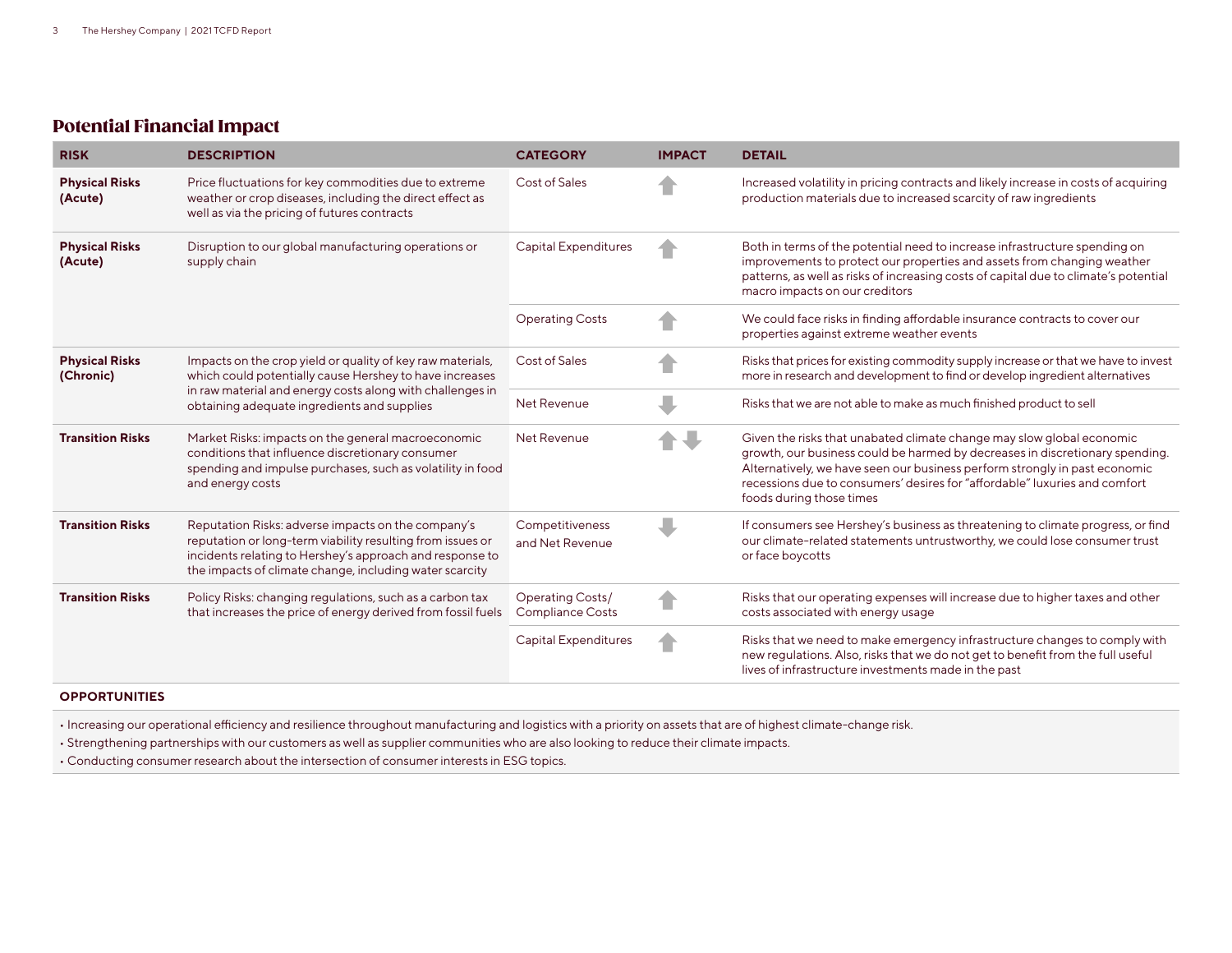## Potential Financial Impact

| RISK | DESCRIPTION | CATEGORY | IMPACT | DETAIL |
|---|---|---|---|---|
| **Physical Risks (Acute)** | Price fluctuations for key commodities due to extreme weather or crop diseases, including the direct effect as well as via the pricing of futures contracts | Cost of Sales | ⬆ | Increased volatility in pricing contracts and likely increase in costs of acquiring production materials due to increased scarcity of raw ingredients |
| **Physical Risks (Acute)** | Disruption to our global manufacturing operations or supply chain | Capital Expenditures | ⬆ | Both in terms of the potential need to increase infrastructure spending on improvements to protect our properties and assets from changing weather patterns, as well as risks of increasing costs of capital due to climate's potential macro impacts on our creditors |
| | | Operating Costs | ⬆ | We could face risks in finding affordable insurance contracts to cover our properties against extreme weather events |
| **Physical Risks (Chronic)** | Impacts on the crop yield or quality of key raw materials, which could potentially cause Hershey to have increases in raw material and energy costs along with challenges in obtaining adequate ingredients and supplies | Cost of Sales | ⬆ | Risks that prices for existing commodity supply increase or that we have to invest more in research and development to find or develop ingredient alternatives |
| | | Net Revenue | ⬇ | Risks that we are not able to make as much finished product to sell |
| **Transition Risks** | Market Risks: impacts on the general macroeconomic conditions that influence discretionary consumer spending and impulse purchases, such as volatility in food and energy costs | Net Revenue | ⬆ ⬇ | Given the risks that unabated climate change may slow global economic growth, our business could be harmed by decreases in discretionary spending. Alternatively, we have seen our business perform strongly in past economic recessions due to consumers' desires for "affordable" luxuries and comfort foods during those times |
| **Transition Risks** | Reputation Risks: adverse impacts on the company's reputation or long-term viability resulting from issues or incidents relating to Hershey's approach and response to the impacts of climate change, including water scarcity | Competitiveness and Net Revenue | ⬇ | If consumers see Hershey's business as threatening to climate progress, or find our climate-related statements untrustworthy, we could lose consumer trust or face boycotts |
| **Transition Risks** | Policy Risks: changing regulations, such as a carbon tax that increases the price of energy derived from fossil fuels | Operating Costs/ Compliance Costs | ⬆ | Risks that our operating expenses will increase due to higher taxes and other costs associated with energy usage |
| | | Capital Expenditures | ⬆ | Risks that we need to make emergency infrastructure changes to comply with new regulations. Also, risks that we do not get to benefit from the full useful lives of infrastructure investments made in the past |

**OPPORTUNITIES**

- Increasing our operational efficiency and resilience throughout manufacturing and logistics with a priority on assets that are of highest climate-change risk.
- Strengthening partnerships with our customers as well as supplier communities who are also looking to reduce their climate impacts.
- Conducting consumer research about the intersection of consumer interests in ESG topics.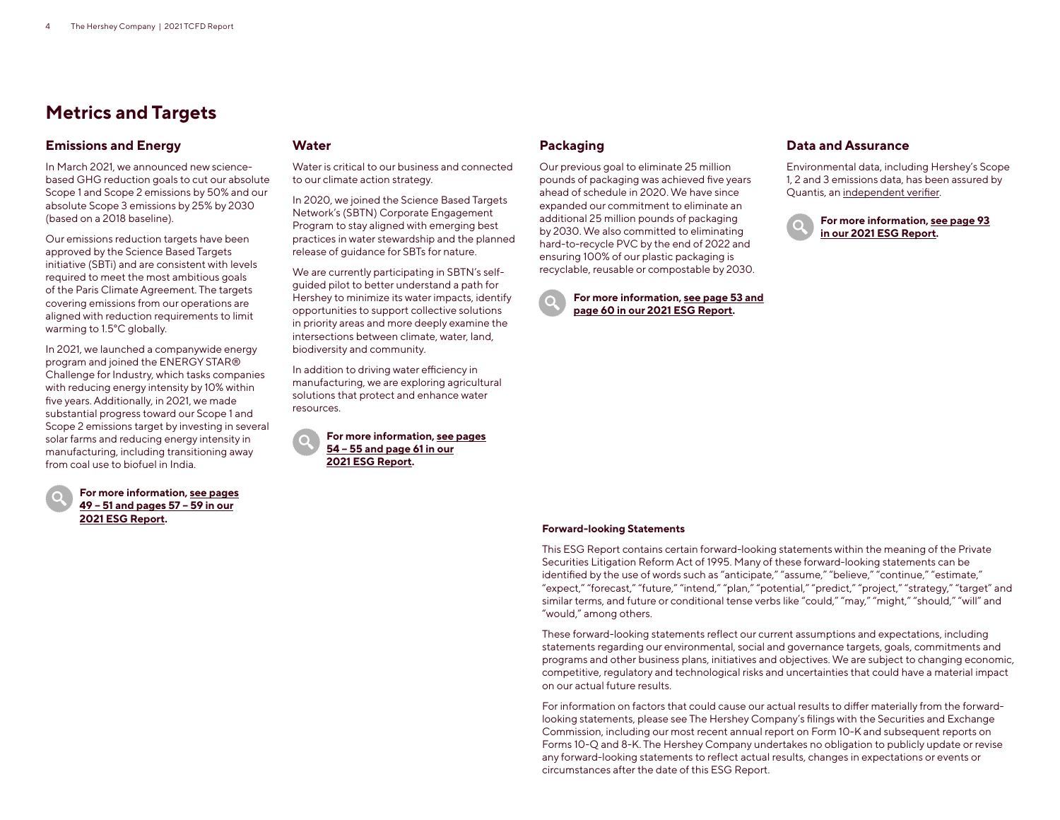# Metrics and Targets

## Emissions and Energy

In March 2021, we announced new science-based GHG reduction goals to cut our absolute Scope 1 and Scope 2 emissions by 50% and our absolute Scope 3 emissions by 25% by 2030 (based on a 2018 baseline).

Our emissions reduction targets have been approved by the Science Based Targets initiative (SBTi) and are consistent with levels required to meet the most ambitious goals of the Paris Climate Agreement. The targets covering emissions from our operations are aligned with reduction requirements to limit warming to 1.5°C globally.

In 2021, we launched a companywide energy program and joined the ENERGY STAR® Challenge for Industry, which tasks companies with reducing energy intensity by 10% within five years. Additionally, in 2021, we made substantial progress toward our Scope 1 and Scope 2 emissions target by investing in several solar farms and reducing energy intensity in manufacturing, including transitioning away from coal use to biofuel in India.

**For more information, see pages 49 – 51 and pages 57 – 59 in our 2021 ESG Report.**

## Water

Water is critical to our business and connected to our climate action strategy.

In 2020, we joined the Science Based Targets Network's (SBTN) Corporate Engagement Program to stay aligned with emerging best practices in water stewardship and the planned release of guidance for SBTs for nature.

We are currently participating in SBTN's self-guided pilot to better understand a path for Hershey to minimize its water impacts, identify opportunities to support collective solutions in priority areas and more deeply examine the intersections between climate, water, land, biodiversity and community.

In addition to driving water efficiency in manufacturing, we are exploring agricultural solutions that protect and enhance water resources.

**For more information, see pages 54 – 55 and page 61 in our 2021 ESG Report.**

## Packaging

Our previous goal to eliminate 25 million pounds of packaging was achieved five years ahead of schedule in 2020. We have since expanded our commitment to eliminate an additional 25 million pounds of packaging by 2030. We also committed to eliminating hard-to-recycle PVC by the end of 2022 and ensuring 100% of our plastic packaging is recyclable, reusable or compostable by 2030.

**For more information, see page 53 and page 60 in our 2021 ESG Report.**

## Data and Assurance

Environmental data, including Hershey's Scope 1, 2 and 3 emissions data, has been assured by Quantis, an independent verifier.

**For more information, see page 93 in our 2021 ESG Report.**

### Forward-looking Statements

This ESG Report contains certain forward-looking statements within the meaning of the Private Securities Litigation Reform Act of 1995. Many of these forward-looking statements can be identified by the use of words such as "anticipate," "assume," "believe," "continue," "estimate," "expect," "forecast," "future," "intend," "plan," "potential," "predict," "project," "strategy," "target" and similar terms, and future or conditional tense verbs like "could," "may," "might," "should," "will" and "would," among others.

These forward-looking statements reflect our current assumptions and expectations, including statements regarding our environmental, social and governance targets, goals, commitments and programs and other business plans, initiatives and objectives. We are subject to changing economic, competitive, regulatory and technological risks and uncertainties that could have a material impact on our actual future results.

For information on factors that could cause our actual results to differ materially from the forward-looking statements, please see The Hershey Company's filings with the Securities and Exchange Commission, including our most recent annual report on Form 10-K and subsequent reports on Forms 10-Q and 8-K. The Hershey Company undertakes no obligation to publicly update or revise any forward-looking statements to reflect actual results, changes in expectations or events or circumstances after the date of this ESG Report.